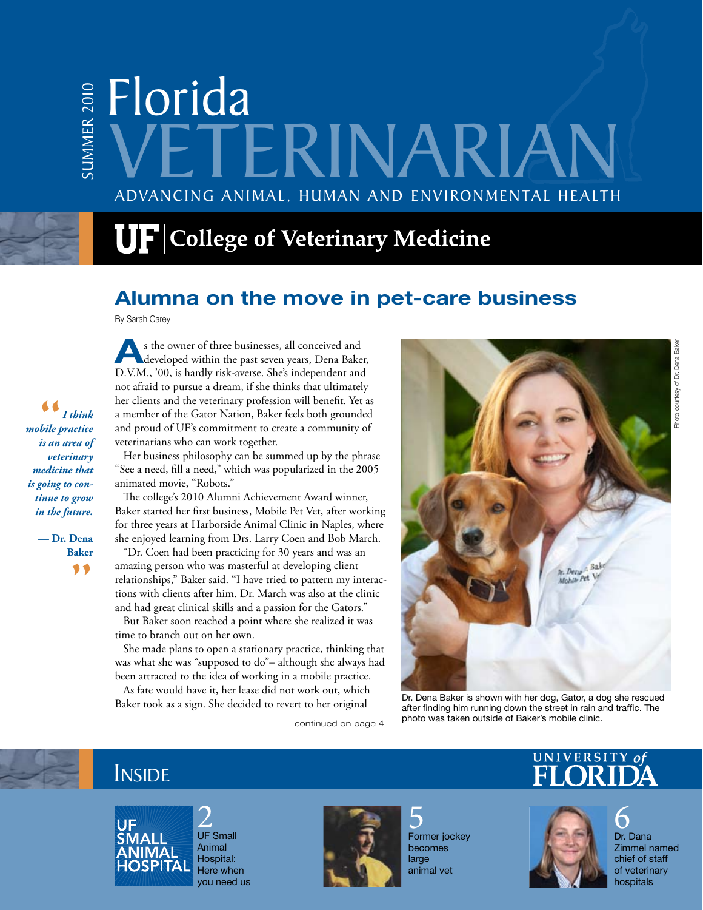SUMMER 2010

# Florida VETERINARIAN

ADVANCING ANIMAL, HUMAN AND ENVIRONMENTAL HEALTH

**UF | College of Veterinary Medicine**

## Alumna on the move in pet-care business

By Sarah Carey

As the owner of three businesses, all conceived and developed within the past seven years, Dena Baker, D.V.M., '00, is hardly risk-averse. She's independent and not afraid to pursue a dream, if she thinks that ultimately her clients and the veterinary profession will benefit. Yet as a member of the Gator Nation, Baker feels both grounded and proud of UF's commitment to create a community of veterinarians who can work together.

Her business philosophy can be summed up by the phrase "See a need, fill a need," which was popularized in the 2005 animated movie, "Robots."

The college's 2010 Alumni Achievement Award winner, Baker started her first business, Mobile Pet Vet, after working for three years at Harborside Animal Clinic in Naples, where she enjoyed learning from Drs. Larry Coen and Bob March.

"Dr. Coen had been practicing for 30 years and was an amazing person who was masterful at developing client relationships," Baker said. "I have tried to pattern my interactions with clients after him. Dr. March was also at the clinic and had great clinical skills and a passion for the Gators."

But Baker soon reached a point where she realized it was time to branch out on her own.

She made plans to open a stationary practice, thinking that was what she was "supposed to do"– although she always had been attracted to the idea of working in a mobile practice.

As fate would have it, her lease did not work out, which Baker took as a sign. She decided to revert to her original

continued on page 4

> *"I think mobile practice is an area of veterinary medicine that is going to continue to grow in the future."*
>
> **— Dr. Dena Baker**

Photo courtesy of Dr. Dena Baker

Dr. Dena Baker is shown with her dog, Gator, a dog she rescued after finding him running down the street in rain and traffic. The photo was taken outside of Baker's mobile clinic.

## INSIDE

UNIVERSITY of FLORIDA

**2** UF Small Animal Hospital: Here when you need us

**5** Former jockey becomes large animal vet

**6** Dr. Dana Zimmel named chief of staff of veterinary hospitals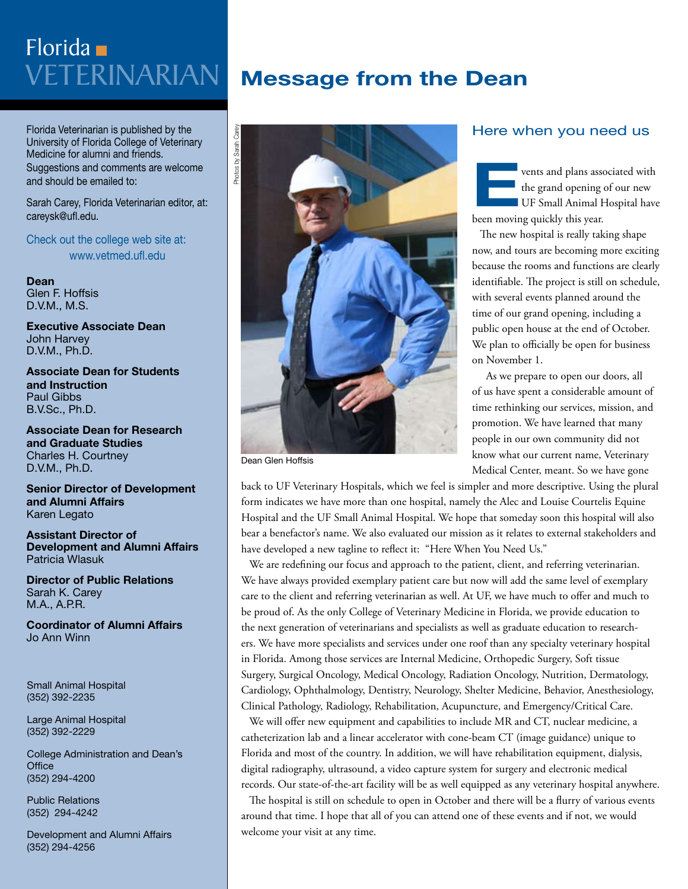# Florida VETERINARIAN

Florida Veterinarian is published by the University of Florida College of Veterinary Medicine for alumni and friends. Suggestions and comments are welcome and should be emailed to:

Sarah Carey, Florida Veterinarian editor, at: careysk@ufl.edu.

Check out the college web site at: www.vetmed.ufl.edu

**Dean**
Glen F. Hoffsis
D.V.M., M.S.

**Executive Associate Dean**
John Harvey
D.V.M., Ph.D.

**Associate Dean for Students and Instruction**
Paul Gibbs
B.V.Sc., Ph.D.

**Associate Dean for Research and Graduate Studies**
Charles H. Courtney
D.V.M., Ph.D.

**Senior Director of Development and Alumni Affairs**
Karen Legato

**Assistant Director of Development and Alumni Affairs**
Patricia Wlasuk

**Director of Public Relations**
Sarah K. Carey
M.A., A.P.R.

**Coordinator of Alumni Affairs**
Jo Ann Winn

Small Animal Hospital
(352) 392-2235

Large Animal Hospital
(352) 392-2229

College Administration and Dean's Office
(352) 294-4200

Public Relations
(352) 294-4242

Development and Alumni Affairs
(352) 294-4256

# Message from the Dean

Photos by Sarah Carey

Dean Glen Hoffsis

## Here when you need us

Events and plans associated with the grand opening of our new UF Small Animal Hospital have been moving quickly this year.

The new hospital is really taking shape now, and tours are becoming more exciting because the rooms and functions are clearly identifiable. The project is still on schedule, with several events planned around the time of our grand opening, including a public open house at the end of October. We plan to officially be open for business on November 1.

As we prepare to open our doors, all of us have spent a considerable amount of time rethinking our services, mission, and promotion. We have learned that many people in our own community did not know what our current name, Veterinary Medical Center, meant. So we have gone back to UF Veterinary Hospitals, which we feel is simpler and more descriptive. Using the plural form indicates we have more than one hospital, namely the Alec and Louise Courtelis Equine Hospital and the UF Small Animal Hospital. We hope that someday soon this hospital will also bear a benefactor's name. We also evaluated our mission as it relates to external stakeholders and have developed a new tagline to reflect it: "Here When You Need Us."

We are redefining our focus and approach to the patient, client, and referring veterinarian. We have always provided exemplary patient care but now will add the same level of exemplary care to the client and referring veterinarian as well. At UF, we have much to offer and much to be proud of. As the only College of Veterinary Medicine in Florida, we provide education to the next generation of veterinarians and specialists as well as graduate education to researchers. We have more specialists and services under one roof than any specialty veterinary hospital in Florida. Among those services are Internal Medicine, Orthopedic Surgery, Soft tissue Surgery, Surgical Oncology, Medical Oncology, Radiation Oncology, Nutrition, Dermatology, Cardiology, Ophthalmology, Dentistry, Neurology, Shelter Medicine, Behavior, Anesthesiology, Clinical Pathology, Radiology, Rehabilitation, Acupuncture, and Emergency/Critical Care.

We will offer new equipment and capabilities to include MR and CT, nuclear medicine, a catheterization lab and a linear accelerator with cone-beam CT (image guidance) unique to Florida and most of the country. In addition, we will have rehabilitation equipment, dialysis, digital radiography, ultrasound, a video capture system for surgery and electronic medical records. Our state-of-the-art facility will be as well equipped as any veterinary hospital anywhere.

The hospital is still on schedule to open in October and there will be a flurry of various events around that time. I hope that all of you can attend one of these events and if not, we would welcome your visit at any time.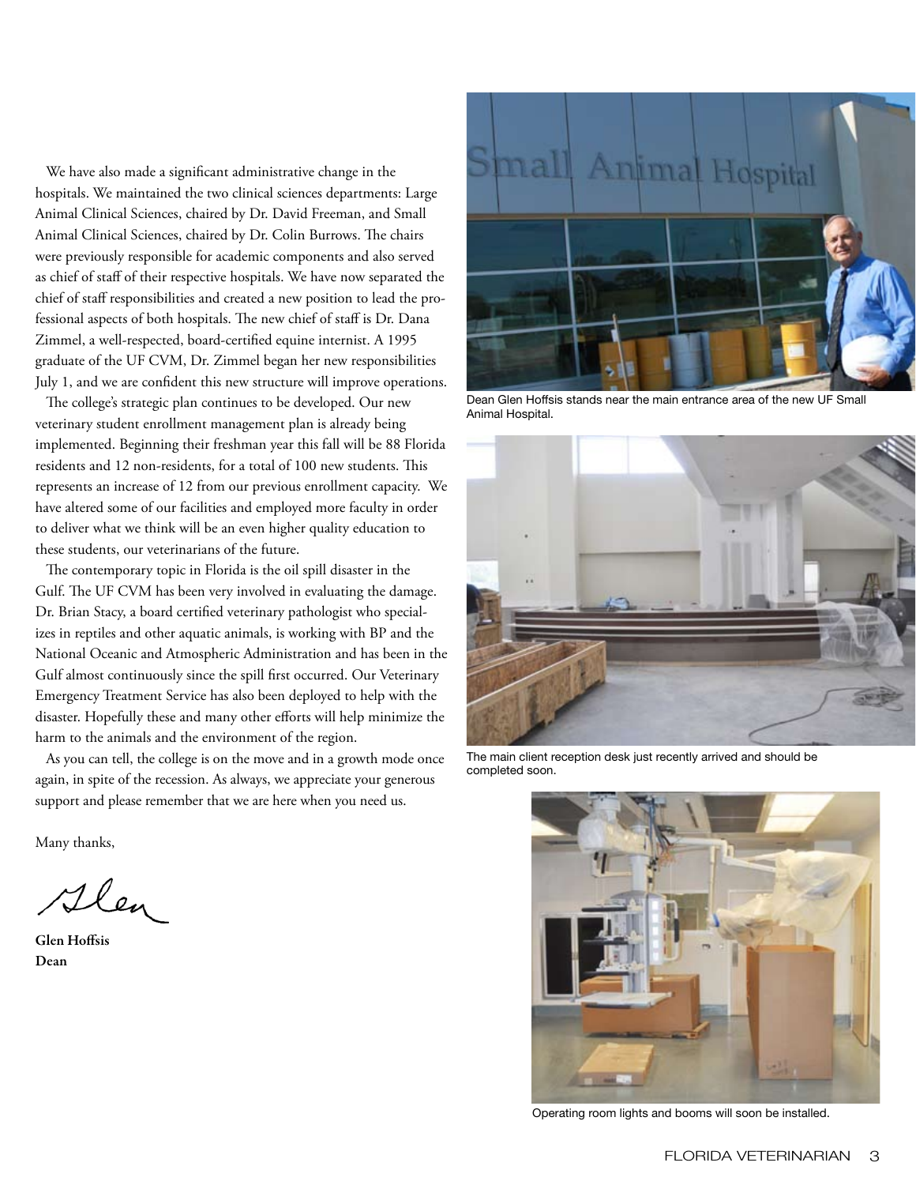We have also made a significant administrative change in the hospitals. We maintained the two clinical sciences departments: Large Animal Clinical Sciences, chaired by Dr. David Freeman, and Small Animal Clinical Sciences, chaired by Dr. Colin Burrows. The chairs were previously responsible for academic components and also served as chief of staff of their respective hospitals. We have now separated the chief of staff responsibilities and created a new position to lead the professional aspects of both hospitals. The new chief of staff is Dr. Dana Zimmel, a well-respected, board-certified equine internist. A 1995 graduate of the UF CVM, Dr. Zimmel began her new responsibilities July 1, and we are confident this new structure will improve operations.

The college's strategic plan continues to be developed. Our new veterinary student enrollment management plan is already being implemented. Beginning their freshman year this fall will be 88 Florida residents and 12 non-residents, for a total of 100 new students. This represents an increase of 12 from our previous enrollment capacity. We have altered some of our facilities and employed more faculty in order to deliver what we think will be an even higher quality education to these students, our veterinarians of the future.

The contemporary topic in Florida is the oil spill disaster in the Gulf. The UF CVM has been very involved in evaluating the damage. Dr. Brian Stacy, a board certified veterinary pathologist who specializes in reptiles and other aquatic animals, is working with BP and the National Oceanic and Atmospheric Administration and has been in the Gulf almost continuously since the spill first occurred. Our Veterinary Emergency Treatment Service has also been deployed to help with the disaster. Hopefully these and many other efforts will help minimize the harm to the animals and the environment of the region.

As you can tell, the college is on the move and in a growth mode once again, in spite of the recession. As always, we appreciate your generous support and please remember that we are here when you need us.

Many thanks,

Glen

**Glen Hoffsis**
**Dean**

Dean Glen Hoffsis stands near the main entrance area of the new UF Small Animal Hospital.

The main client reception desk just recently arrived and should be completed soon.

Operating room lights and booms will soon be installed.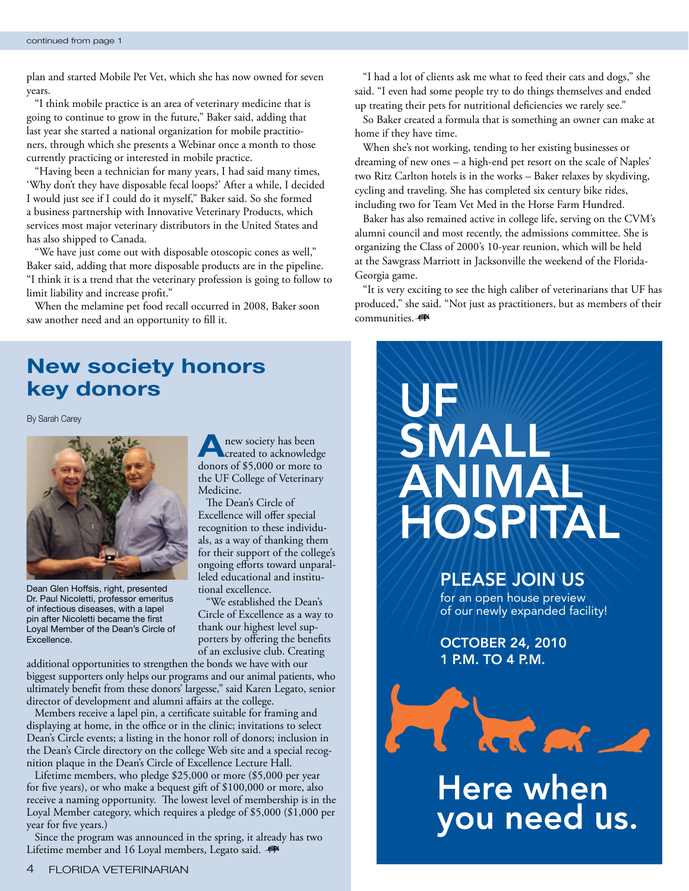continued from page 1

plan and started Mobile Pet Vet, which she has now owned for seven years.

"I think mobile practice is an area of veterinary medicine that is going to continue to grow in the future," Baker said, adding that last year she started a national organization for mobile practitioners, through which she presents a Webinar once a month to those currently practicing or interested in mobile practice.

"Having been a technician for many years, I had said many times, 'Why don't they have disposable fecal loops?' After a while, I decided I would just see if I could do it myself," Baker said. So she formed a business partnership with Innovative Veterinary Products, which services most major veterinary distributors in the United States and has also shipped to Canada.

"We have just come out with disposable otoscopic cones as well," Baker said, adding that more disposable products are in the pipeline. "I think it is a trend that the veterinary profession is going to follow to limit liability and increase profit."

When the melamine pet food recall occurred in 2008, Baker soon saw another need and an opportunity to fill it.

"I had a lot of clients ask me what to feed their cats and dogs," she said. "I even had some people try to do things themselves and ended up treating their pets for nutritional deficiencies we rarely see."

So Baker created a formula that is something an owner can make at home if they have time.

When she's not working, tending to her existing businesses or dreaming of new ones – a high-end pet resort on the scale of Naples' two Ritz Carlton hotels is in the works – Baker relaxes by skydiving, cycling and traveling. She has completed six century bike rides, including two for Team Vet Med in the Horse Farm Hundred.

Baker has also remained active in college life, serving on the CVM's alumni council and most recently, the admissions committee. She is organizing the Class of 2000's 10-year reunion, which will be held at the Sawgrass Marriott in Jacksonville the weekend of the Florida-Georgia game.

"It is very exciting to see the high caliber of veterinarians that UF has produced," she said. "Not just as practitioners, but as members of their communities.

## New society honors key donors

By Sarah Carey

Dean Glen Hoffsis, right, presented Dr. Paul Nicoletti, professor emeritus of infectious diseases, with a lapel pin after Nicoletti became the first Loyal Member of the Dean's Circle of Excellence.

A new society has been created to acknowledge donors of $5,000 or more to the UF College of Veterinary Medicine.

The Dean's Circle of Excellence will offer special recognition to these individuals, as a way of thanking them for their support of the college's ongoing efforts toward unparalleled educational and institutional excellence.

"We established the Dean's Circle of Excellence as a way to thank our highest level supporters by offering the benefits of an exclusive club. Creating additional opportunities to strengthen the bonds we have with our biggest supporters only helps our programs and our animal patients, who ultimately benefit from these donors' largesse," said Karen Legato, senior director of development and alumni affairs at the college.

Members receive a lapel pin, a certificate suitable for framing and displaying at home, in the office or in the clinic; invitations to select Dean's Circle events; a listing in the honor roll of donors; inclusion in the Dean's Circle directory on the college Web site and a special recognition plaque in the Dean's Circle of Excellence Lecture Hall.

Lifetime members, who pledge $25,000 or more ($5,000 per year for five years), or who make a bequest gift of $100,000 or more, also receive a naming opportunity. The lowest level of membership is in the Loyal Member category, which requires a pledge of $5,000 ($1,000 per year for five years.)

Since the program was announced in the spring, it already has two Lifetime member and 16 Loyal members, Legato said.

# UF SMALL ANIMAL HOSPITAL

**PLEASE JOIN US**
for an open house preview of our newly expanded facility!

**OCTOBER 24, 2010**
**1 P.M. TO 4 P.M.**

**Here when you need us.**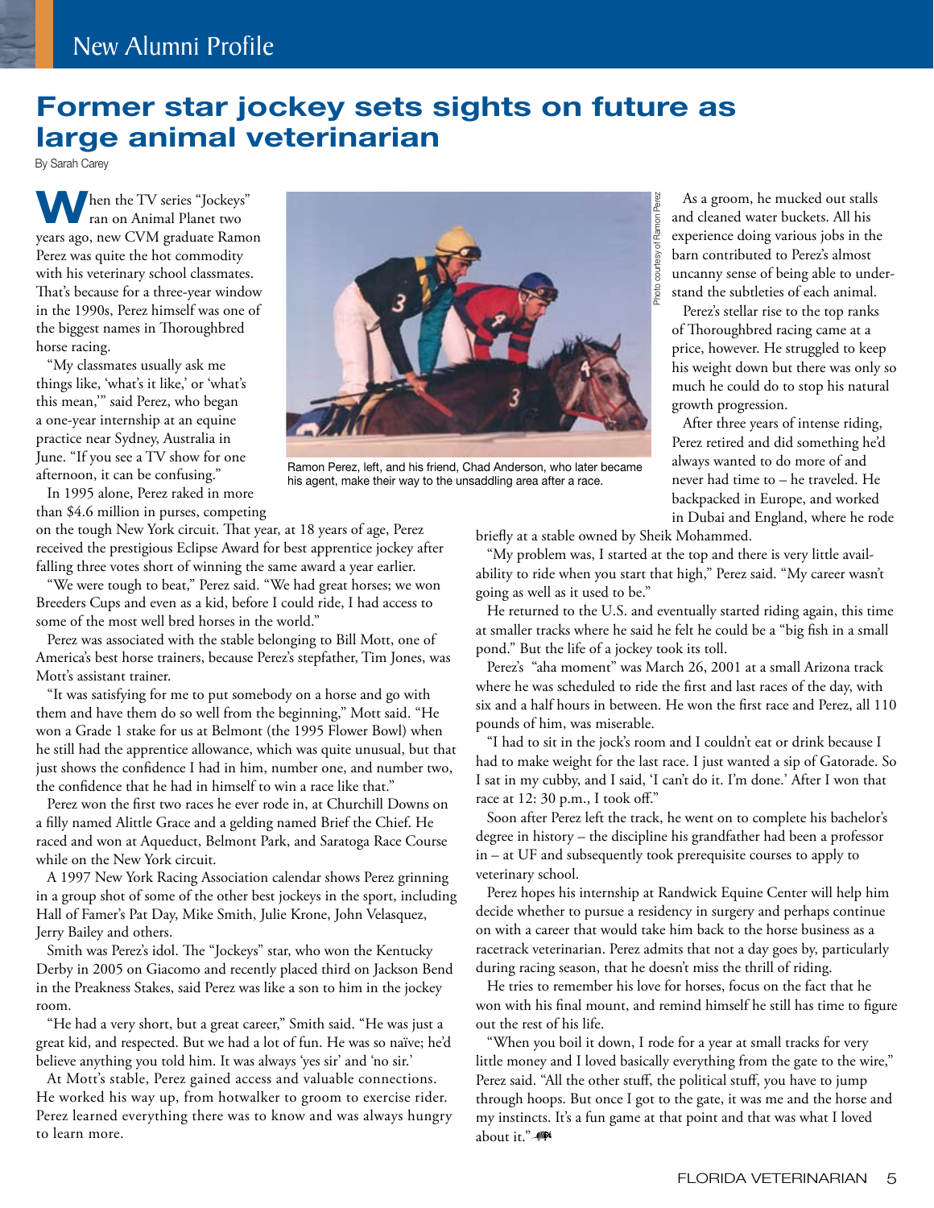New Alumni Profile

# Former star jockey sets sights on future as large animal veterinarian

By Sarah Carey

When the TV series "Jockeys" ran on Animal Planet two years ago, new CVM graduate Ramon Perez was quite the hot commodity with his veterinary school classmates. That's because for a three-year window in the 1990s, Perez himself was one of the biggest names in Thoroughbred horse racing.

"My classmates usually ask me things like, 'what's it like,' or 'what's this mean,'" said Perez, who began a one-year internship at an equine practice near Sydney, Australia in June. "If you see a TV show for one afternoon, it can be confusing."

In 1995 alone, Perez raked in more than $4.6 million in purses, competing on the tough New York circuit. That year, at 18 years of age, Perez received the prestigious Eclipse Award for best apprentice jockey after falling three votes short of winning the same award a year earlier.

"We were tough to beat," Perez said. "We had great horses; we won Breeders Cups and even as a kid, before I could ride, I had access to some of the most well bred horses in the world."

Perez was associated with the stable belonging to Bill Mott, one of America's best horse trainers, because Perez's stepfather, Tim Jones, was Mott's assistant trainer.

"It was satisfying for me to put somebody on a horse and go with them and have them do so well from the beginning," Mott said. "He won a Grade 1 stake for us at Belmont (the 1995 Flower Bowl) when he still had the apprentice allowance, which was quite unusual, but that just shows the confidence I had in him, number one, and number two, the confidence that he had in himself to win a race like that."

Perez won the first two races he ever rode in, at Churchill Downs on a filly named Alittle Grace and a gelding named Brief the Chief. He raced and won at Aqueduct, Belmont Park, and Saratoga Race Course while on the New York circuit.

A 1997 New York Racing Association calendar shows Perez grinning in a group shot of some of the other best jockeys in the sport, including Hall of Famer's Pat Day, Mike Smith, Julie Krone, John Velasquez, Jerry Bailey and others.

Smith was Perez's idol. The "Jockeys" star, who won the Kentucky Derby in 2005 on Giacomo and recently placed third on Jackson Bend in the Preakness Stakes, said Perez was like a son to him in the jockey room.

"He had a very short, but a great career," Smith said. "He was just a great kid, and respected. But we had a lot of fun. He was so naïve; he'd believe anything you told him. It was always 'yes sir' and 'no sir.'

At Mott's stable, Perez gained access and valuable connections. He worked his way up, from hotwalker to groom to exercise rider. Perez learned everything there was to know and was always hungry to learn more.

Photo courtesy of Ramon Perez

Ramon Perez, left, and his friend, Chad Anderson, who later became his agent, make their way to the unsaddling area after a race.

As a groom, he mucked out stalls and cleaned water buckets. All his experience doing various jobs in the barn contributed to Perez's almost uncanny sense of being able to understand the subtleties of each animal.

Perez's stellar rise to the top ranks of Thoroughbred racing came at a price, however. He struggled to keep his weight down but there was only so much he could do to stop his natural growth progression.

After three years of intense riding, Perez retired and did something he'd always wanted to do more of and never had time to – he traveled. He backpacked in Europe, and worked in Dubai and England, where he rode briefly at a stable owned by Sheik Mohammed.

"My problem was, I started at the top and there is very little availability to ride when you start that high," Perez said. "My career wasn't going as well as it used to be."

He returned to the U.S. and eventually started riding again, this time at smaller tracks where he said he felt he could be a "big fish in a small pond." But the life of a jockey took its toll.

Perez's "aha moment" was March 26, 2001 at a small Arizona track where he was scheduled to ride the first and last races of the day, with six and a half hours in between. He won the first race and Perez, all 110 pounds of him, was miserable.

"I had to sit in the jock's room and I couldn't eat or drink because I had to make weight for the last race. I just wanted a sip of Gatorade. So I sat in my cubby, and I said, 'I can't do it. I'm done.' After I won that race at 12: 30 p.m., I took off."

Soon after Perez left the track, he went on to complete his bachelor's degree in history – the discipline his grandfather had been a professor in – at UF and subsequently took prerequisite courses to apply to veterinary school.

Perez hopes his internship at Randwick Equine Center will help him decide whether to pursue a residency in surgery and perhaps continue on with a career that would take him back to the horse business as a racetrack veterinarian. Perez admits that not a day goes by, particularly during racing season, that he doesn't miss the thrill of riding.

He tries to remember his love for horses, focus on the fact that he won with his final mount, and remind himself he still has time to figure out the rest of his life.

"When you boil it down, I rode for a year at small tracks for very little money and I loved basically everything from the gate to the wire," Perez said. "All the other stuff, the political stuff, you have to jump through hoops. But once I got to the gate, it was me and the horse and my instincts. It's a fun game at that point and that was what I loved about it."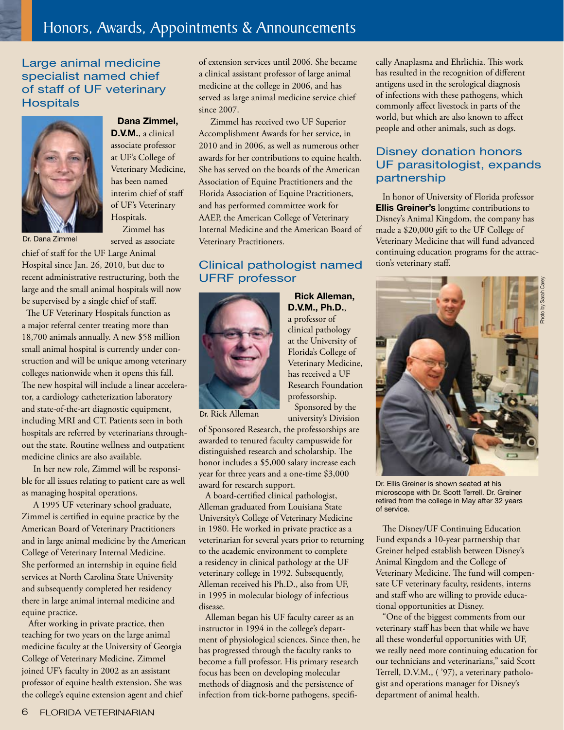# Honors, Awards, Appointments & Announcements

## Large animal medicine specialist named chief of staff of UF veterinary Hospitals

Dr. Dana Zimmel

**Dana Zimmel, D.V.M.**, a clinical associate professor at UF's College of Veterinary Medicine, has been named interim chief of staff of UF's Veterinary Hospitals.

Zimmel has served as associate chief of staff for the UF Large Animal Hospital since Jan. 26, 2010, but due to recent administrative restructuring, both the large and the small animal hospitals will now be supervised by a single chief of staff.

The UF Veterinary Hospitals function as a major referral center treating more than 18,700 animals annually. A new $58 million small animal hospital is currently under construction and will be unique among veterinary colleges nationwide when it opens this fall. The new hospital will include a linear accelerator, a cardiology catheterization laboratory and state-of-the-art diagnostic equipment, including MRI and CT. Patients seen in both hospitals are referred by veterinarians throughout the state. Routine wellness and outpatient medicine clinics are also available.

In her new role, Zimmel will be responsible for all issues relating to patient care as well as managing hospital operations.

A 1995 UF veterinary school graduate, Zimmel is certified in equine practice by the American Board of Veterinary Practitioners and in large animal medicine by the American College of Veterinary Internal Medicine. She performed an internship in equine field services at North Carolina State University and subsequently completed her residency there in large animal internal medicine and equine practice.

After working in private practice, then teaching for two years on the large animal medicine faculty at the University of Georgia College of Veterinary Medicine, Zimmel joined UF's faculty in 2002 as an assistant professor of equine health extension. She was the college's equine extension agent and chief of extension services until 2006. She became a clinical assistant professor of large animal medicine at the college in 2006, and has served as large animal medicine service chief since 2007.

Zimmel has received two UF Superior Accomplishment Awards for her service, in 2010 and in 2006, as well as numerous other awards for her contributions to equine health. She has served on the boards of the American Association of Equine Practitioners and the Florida Association of Equine Practitioners, and has performed committee work for AAEP, the American College of Veterinary Internal Medicine and the American Board of Veterinary Practitioners.

## Clinical pathologist named UFRF professor

Dr. Rick Alleman

**Rick Alleman, D.V.M., Ph.D.**, a professor of clinical pathology at the University of Florida's College of Veterinary Medicine, has received a UF Research Foundation professorship.

Sponsored by the university's Division of Sponsored Research, the professorships are awarded to tenured faculty campuswide for distinguished research and scholarship. The honor includes a $5,000 salary increase each year for three years and a one-time $3,000 award for research support.

A board-certified clinical pathologist, Alleman graduated from Louisiana State University's College of Veterinary Medicine in 1980. He worked in private practice as a veterinarian for several years prior to returning to the academic environment to complete a residency in clinical pathology at the UF veterinary college in 1992. Subsequently, Alleman received his Ph.D., also from UF, in 1995 in molecular biology of infectious disease.

Alleman began his UF faculty career as an instructor in 1994 in the college's department of physiological sciences. Since then, he has progressed through the faculty ranks to become a full professor. His primary research focus has been on developing molecular methods of diagnosis and the persistence of infection from tick-borne pathogens, specifically Anaplasma and Ehrlichia. This work has resulted in the recognition of different antigens used in the serological diagnosis of infections with these pathogens, which commonly affect livestock in parts of the world, but which are also known to affect people and other animals, such as dogs.

## Disney donation honors UF parasitologist, expands partnership

In honor of University of Florida professor **Ellis Greiner's** longtime contributions to Disney's Animal Kingdom, the company has made a $20,000 gift to the UF College of Veterinary Medicine that will fund advanced continuing education programs for the attraction's veterinary staff.

Photo by Sarah Carey

Dr. Ellis Greiner is shown seated at his microscope with Dr. Scott Terrell. Dr. Greiner retired from the college in May after 32 years of service.

The Disney/UF Continuing Education Fund expands a 10-year partnership that Greiner helped establish between Disney's Animal Kingdom and the College of Veterinary Medicine. The fund will compensate UF veterinary faculty, residents, interns and staff who are willing to provide educational opportunities at Disney.

"One of the biggest comments from our veterinary staff has been that while we have all these wonderful opportunities with UF, we really need more continuing education for our technicians and veterinarians," said Scott Terrell, D.V.M., ( '97), a veterinary pathologist and operations manager for Disney's department of animal health.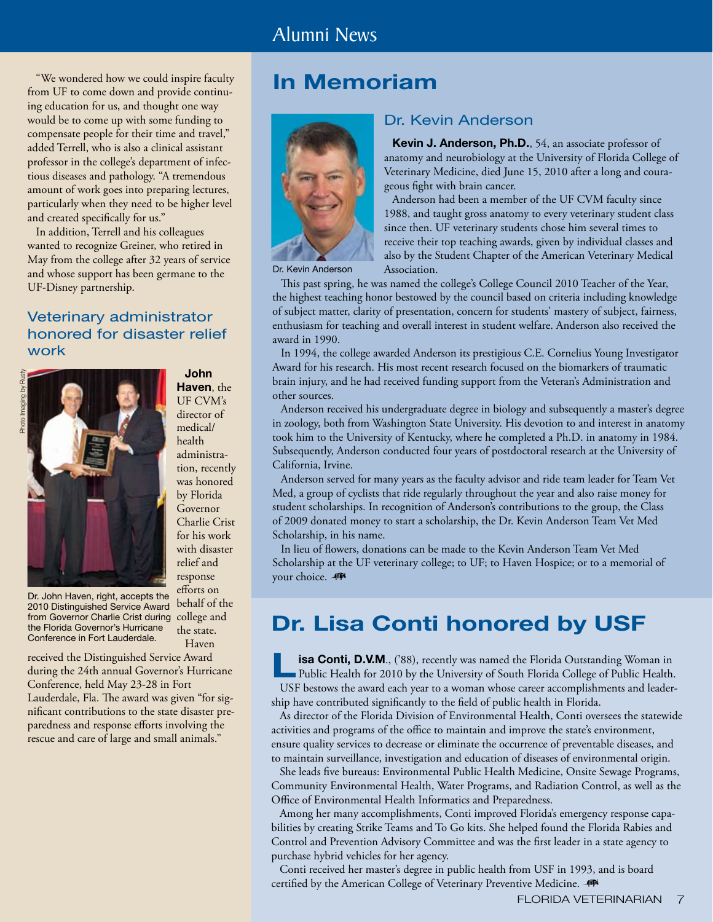"We wondered how we could inspire faculty from UF to come down and provide continuing education for us, and thought one way would be to come up with some funding to compensate people for their time and travel," added Terrell, who is also a clinical assistant professor in the college's department of infectious diseases and pathology. "A tremendous amount of work goes into preparing lectures, particularly when they need to be higher level and created specifically for us."

In addition, Terrell and his colleagues wanted to recognize Greiner, who retired in May from the college after 32 years of service and whose support has been germane to the UF-Disney partnership.

### Veterinary administrator honored for disaster relief work

Photo Imaging by Rusty

Dr. John Haven, right, accepts the 2010 Distinguished Service Award from Governor Charlie Crist during the Florida Governor's Hurricane Conference in Fort Lauderdale.

**John Haven**, the UF CVM's director of medical/health administration, recently was honored by Florida Governor Charlie Crist for his work with disaster relief and response efforts on behalf of the college and the state. Haven received the Distinguished Service Award during the 24th annual Governor's Hurricane Conference, held May 23-28 in Fort Lauderdale, Fla. The award was given "for significant contributions to the state disaster preparedness and response efforts involving the rescue and care of large and small animals."

## In Memoriam

### Dr. Kevin Anderson

Dr. Kevin Anderson

**Kevin J. Anderson, Ph.D.**, 54, an associate professor of anatomy and neurobiology at the University of Florida College of Veterinary Medicine, died June 15, 2010 after a long and courageous fight with brain cancer.

Anderson had been a member of the UF CVM faculty since 1988, and taught gross anatomy to every veterinary student class since then. UF veterinary students chose him several times to receive their top teaching awards, given by individual classes and also by the Student Chapter of the American Veterinary Medical Association.

This past spring, he was named the college's College Council 2010 Teacher of the Year, the highest teaching honor bestowed by the council based on criteria including knowledge of subject matter, clarity of presentation, concern for students' mastery of subject, fairness, enthusiasm for teaching and overall interest in student welfare. Anderson also received the award in 1990.

In 1994, the college awarded Anderson its prestigious C.E. Cornelius Young Investigator Award for his research. His most recent research focused on the biomarkers of traumatic brain injury, and he had received funding support from the Veteran's Administration and other sources.

Anderson received his undergraduate degree in biology and subsequently a master's degree in zoology, both from Washington State University. His devotion to and interest in anatomy took him to the University of Kentucky, where he completed a Ph.D. in anatomy in 1984. Subsequently, Anderson conducted four years of postdoctoral research at the University of California, Irvine.

Anderson served for many years as the faculty advisor and ride team leader for Team Vet Med, a group of cyclists that ride regularly throughout the year and also raise money for student scholarships. In recognition of Anderson's contributions to the group, the Class of 2009 donated money to start a scholarship, the Dr. Kevin Anderson Team Vet Med Scholarship, in his name.

In lieu of flowers, donations can be made to the Kevin Anderson Team Vet Med Scholarship at the UF veterinary college; to UF; to Haven Hospice; or to a memorial of your choice.

## Dr. Lisa Conti honored by USF

**Lisa Conti, D.V.M.**, ('88), recently was named the Florida Outstanding Woman in Public Health for 2010 by the University of South Florida College of Public Health. USF bestows the award each year to a woman whose career accomplishments and leadership have contributed significantly to the field of public health in Florida.

As director of the Florida Division of Environmental Health, Conti oversees the statewide activities and programs of the office to maintain and improve the state's environment, ensure quality services to decrease or eliminate the occurrence of preventable diseases, and to maintain surveillance, investigation and education of diseases of environmental origin.

She leads five bureaus: Environmental Public Health Medicine, Onsite Sewage Programs, Community Environmental Health, Water Programs, and Radiation Control, as well as the Office of Environmental Health Informatics and Preparedness.

Among her many accomplishments, Conti improved Florida's emergency response capabilities by creating Strike Teams and To Go kits. She helped found the Florida Rabies and Control and Prevention Advisory Committee and was the first leader in a state agency to purchase hybrid vehicles for her agency.

Conti received her master's degree in public health from USF in 1993, and is board certified by the American College of Veterinary Preventive Medicine.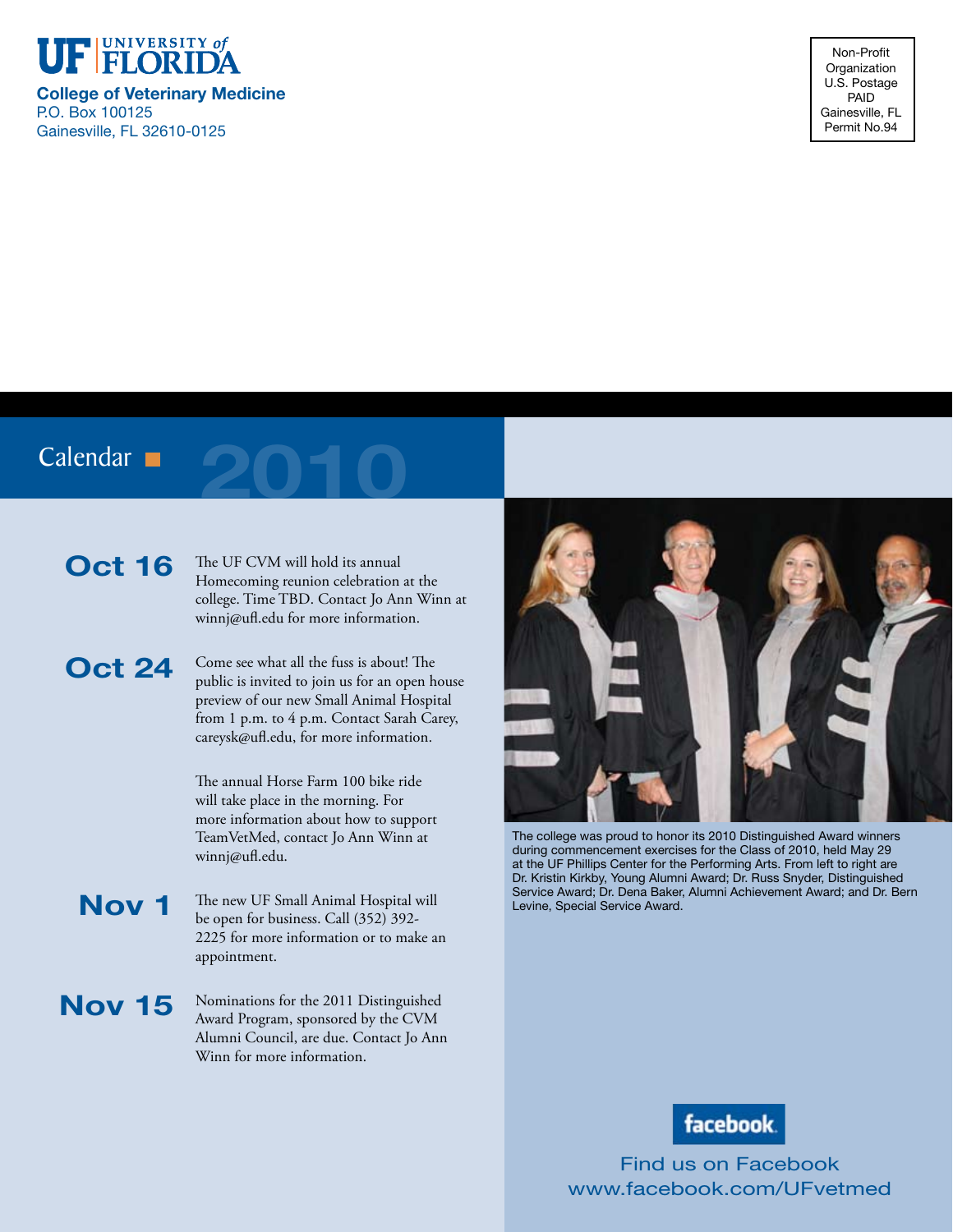UF UNIVERSITY of FLORIDA

**College of Veterinary Medicine**
P.O. Box 100125
Gainesville, FL 32610-0125

Non-Profit
Organization
U.S. Postage
PAID
Gainesville, FL
Permit No.94

## Calendar 2010

**Oct 16** The UF CVM will hold its annual Homecoming reunion celebration at the college. Time TBD. Contact Jo Ann Winn at winnj@ufl.edu for more information.

**Oct 24** Come see what all the fuss is about! The public is invited to join us for an open house preview of our new Small Animal Hospital from 1 p.m. to 4 p.m. Contact Sarah Carey, careysk@ufl.edu, for more information.

The annual Horse Farm 100 bike ride will take place in the morning. For more information about how to support TeamVetMed, contact Jo Ann Winn at winnj@ufl.edu.

**Nov 1** The new UF Small Animal Hospital will be open for business. Call (352) 392-2225 for more information or to make an appointment.

**Nov 15** Nominations for the 2011 Distinguished Award Program, sponsored by the CVM Alumni Council, are due. Contact Jo Ann Winn for more information.

The college was proud to honor its 2010 Distinguished Award winners during commencement exercises for the Class of 2010, held May 29 at the UF Phillips Center for the Performing Arts. From left to right are Dr. Kristin Kirkby, Young Alumni Award; Dr. Russ Snyder, Distinguished Service Award; Dr. Dena Baker, Alumni Achievement Award; and Dr. Bern Levine, Special Service Award.

facebook

Find us on Facebook
www.facebook.com/UFvetmed